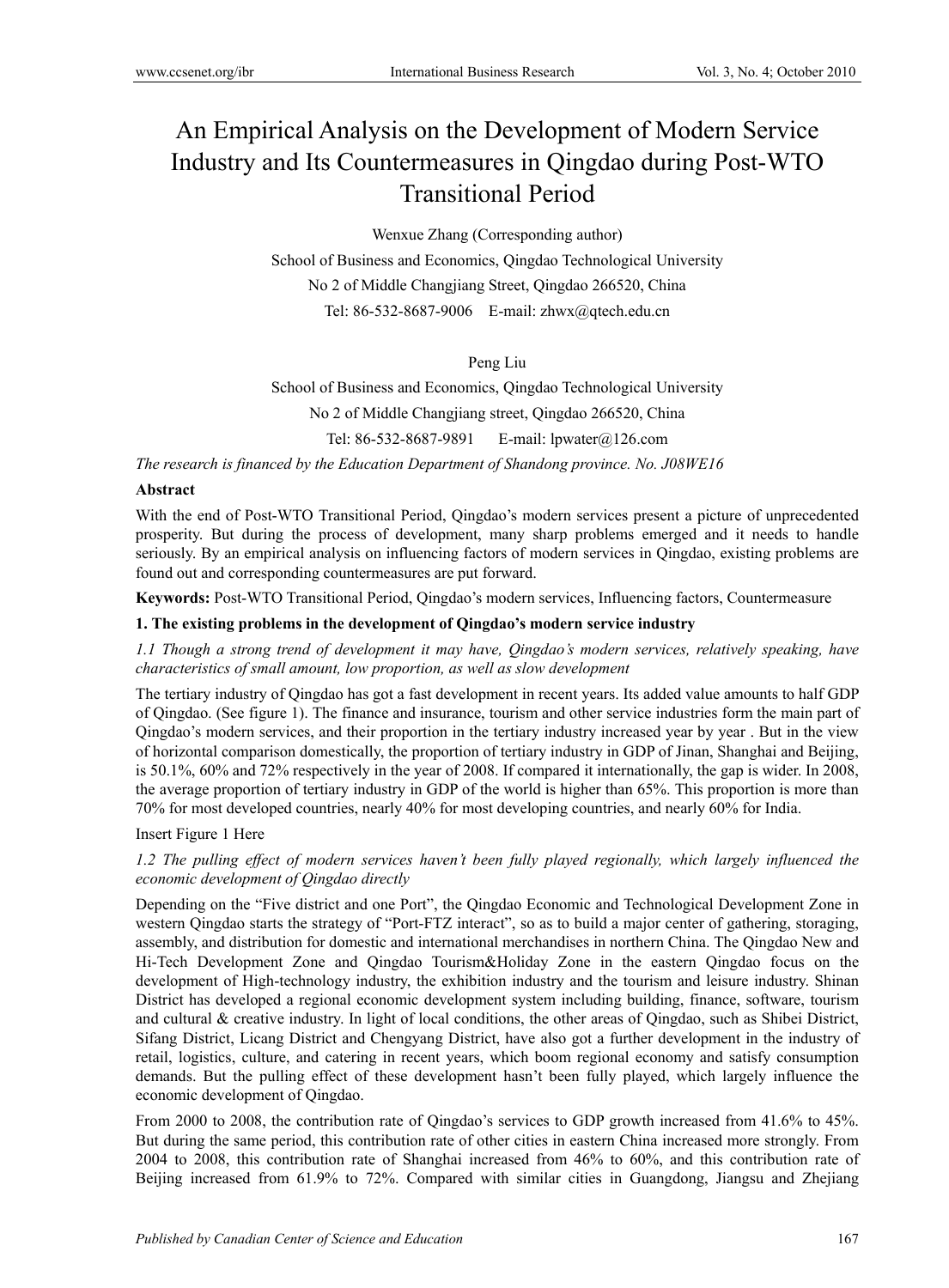# An Empirical Analysis on the Development of Modern Service Industry and Its Countermeasures in Qingdao during Post-WTO Transitional Period

Wenxue Zhang (Corresponding author)

School of Business and Economics, Qingdao Technological University

No 2 of Middle Changjiang Street, Qingdao 266520, China

Tel: 86-532-8687-9006 E-mail: zhwx@qtech.edu.cn

Peng Liu

School of Business and Economics, Qingdao Technological University

No 2 of Middle Changjiang street, Qingdao 266520, China

Tel: 86-532-8687-9891 E-mail: lpwater@126.com

*The research is financed by the Education Department of Shandong province. No. J08WE16*

**Abstract**

With the end of Post-WTO Transitional Period, Qingdao's modern services present a picture of unprecedented prosperity. But during the process of development, many sharp problems emerged and it needs to handle seriously. By an empirical analysis on influencing factors of modern services in Qingdao, existing problems are found out and corresponding countermeasures are put forward.

**Keywords:** Post-WTO Transitional Period, Qingdao's modern services, Influencing factors, Countermeasure

## 1. The existing problems in the development of Qingdao's modern service industry

### *1.1 Though a strong trend of development it may have, Qingdao's modern services, relatively speaking, have characteristics of small amount, low proportion, as well as slow development*

The tertiary industry of Qingdao has got a fast development in recent years. Its added value amounts to half GDP of Qingdao. (See figure 1). The finance and insurance, tourism and other service industries form the main part of Qingdao's modern services, and their proportion in the tertiary industry increased year by year . But in the view of horizontal comparison domestically, the proportion of tertiary industry in GDP of Jinan, Shanghai and Beijing, is 50.1%, 60% and 72% respectively in the year of 2008. If compared it internationally, the gap is wider. In 2008, the average proportion of tertiary industry in GDP of the world is higher than 65%. This proportion is more than 70% for most developed countries, nearly 40% for most developing countries, and nearly 60% for India.

Insert Figure 1 Here

### *1.2 The pulling effect of modern services haven't been fully played regionally, which largely influenced the economic development of Qingdao directly*

Depending on the "Five district and one Port", the Qingdao Economic and Technological Development Zone in western Qingdao starts the strategy of "Port-FTZ interact", so as to build a major center of gathering, storaging, assembly, and distribution for domestic and international merchandises in northern China. The Qingdao New and Hi-Tech Development Zone and Qingdao Tourism&Holiday Zone in the eastern Qingdao focus on the development of High-technology industry, the exhibition industry and the tourism and leisure industry. Shinan District has developed a regional economic development system including building, finance, software, tourism and cultural & creative industry. In light of local conditions, the other areas of Qingdao, such as Shibei District, Sifang District, Licang District and Chengyang District, have also got a further development in the industry of retail, logistics, culture, and catering in recent years, which boom regional economy and satisfy consumption demands. But the pulling effect of these development hasn't been fully played, which largely influence the economic development of Qingdao.

From 2000 to 2008, the contribution rate of Qingdao's services to GDP growth increased from 41.6% to 45%. But during the same period, this contribution rate of other cities in eastern China increased more strongly. From 2004 to 2008, this contribution rate of Shanghai increased from 46% to 60%, and this contribution rate of Beijing increased from 61.9% to 72%. Compared with similar cities in Guangdong, Jiangsu and Zhejiang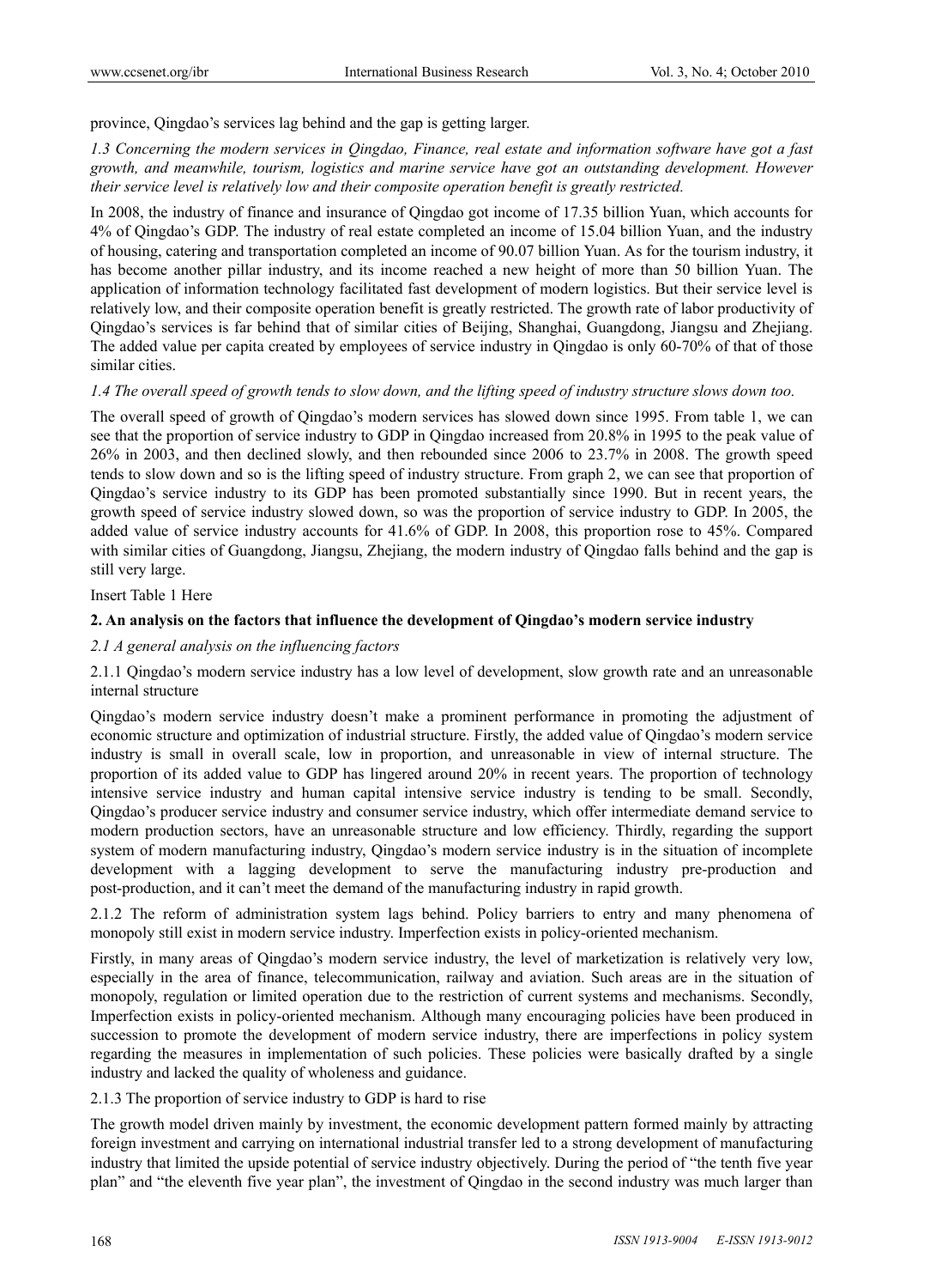province, Qingdao's services lag behind and the gap is getting larger.

*1.3 Concerning the modern services in Qingdao, Finance, real estate and information software have got a fast growth, and meanwhile, tourism, logistics and marine service have got an outstanding development. However their service level is relatively low and their composite operation benefit is greatly restricted.*

In 2008, the industry of finance and insurance of Qingdao got income of 17.35 billion Yuan, which accounts for 4% of Qingdao's GDP. The industry of real estate completed an income of 15.04 billion Yuan, and the industry of housing, catering and transportation completed an income of 90.07 billion Yuan. As for the tourism industry, it has become another pillar industry, and its income reached a new height of more than 50 billion Yuan. The application of information technology facilitated fast development of modern logistics. But their service level is relatively low, and their composite operation benefit is greatly restricted. The growth rate of labor productivity of Qingdao's services is far behind that of similar cities of Beijing, Shanghai, Guangdong, Jiangsu and Zhejiang. The added value per capita created by employees of service industry in Qingdao is only 60-70% of that of those similar cities.

*1.4 The overall speed of growth tends to slow down, and the lifting speed of industry structure slows down too.*

The overall speed of growth of Qingdao's modern services has slowed down since 1995. From table 1, we can see that the proportion of service industry to GDP in Qingdao increased from 20.8% in 1995 to the peak value of 26% in 2003, and then declined slowly, and then rebounded since 2006 to 23.7% in 2008. The growth speed tends to slow down and so is the lifting speed of industry structure. From graph 2, we can see that proportion of Qingdao's service industry to its GDP has been promoted substantially since 1990. But in recent years, the growth speed of service industry slowed down, so was the proportion of service industry to GDP. In 2005, the added value of service industry accounts for 41.6% of GDP. In 2008, this proportion rose to 45%. Compared with similar cities of Guangdong, Jiangsu, Zhejiang, the modern industry of Qingdao falls behind and the gap is still very large.

Insert Table 1 Here

## 2. An analysis on the factors that influence the development of Qingdao's modern service industry

### *2.1 A general analysis on the influencing factors*

2.1.1 Qingdao's modern service industry has a low level of development, slow growth rate and an unreasonable internal structure

Qingdao's modern service industry doesn't make a prominent performance in promoting the adjustment of economic structure and optimization of industrial structure. Firstly, the added value of Qingdao's modern service industry is small in overall scale, low in proportion, and unreasonable in view of internal structure. The proportion of its added value to GDP has lingered around 20% in recent years. The proportion of technology intensive service industry and human capital intensive service industry is tending to be small. Secondly, Qingdao's producer service industry and consumer service industry, which offer intermediate demand service to modern production sectors, have an unreasonable structure and low efficiency. Thirdly, regarding the support system of modern manufacturing industry, Qingdao's modern service industry is in the situation of incomplete development with a lagging development to serve the manufacturing industry pre-production and post-production, and it can't meet the demand of the manufacturing industry in rapid growth.

2.1.2 The reform of administration system lags behind. Policy barriers to entry and many phenomena of monopoly still exist in modern service industry. Imperfection exists in policy-oriented mechanism.

Firstly, in many areas of Qingdao's modern service industry, the level of marketization is relatively very low, especially in the area of finance, telecommunication, railway and aviation. Such areas are in the situation of monopoly, regulation or limited operation due to the restriction of current systems and mechanisms. Secondly, Imperfection exists in policy-oriented mechanism. Although many encouraging policies have been produced in succession to promote the development of modern service industry, there are imperfections in policy system regarding the measures in implementation of such policies. These policies were basically drafted by a single industry and lacked the quality of wholeness and guidance.

2.1.3 The proportion of service industry to GDP is hard to rise

The growth model driven mainly by investment, the economic development pattern formed mainly by attracting foreign investment and carrying on international industrial transfer led to a strong development of manufacturing industry that limited the upside potential of service industry objectively. During the period of "the tenth five year plan" and "the eleventh five year plan", the investment of Qingdao in the second industry was much larger than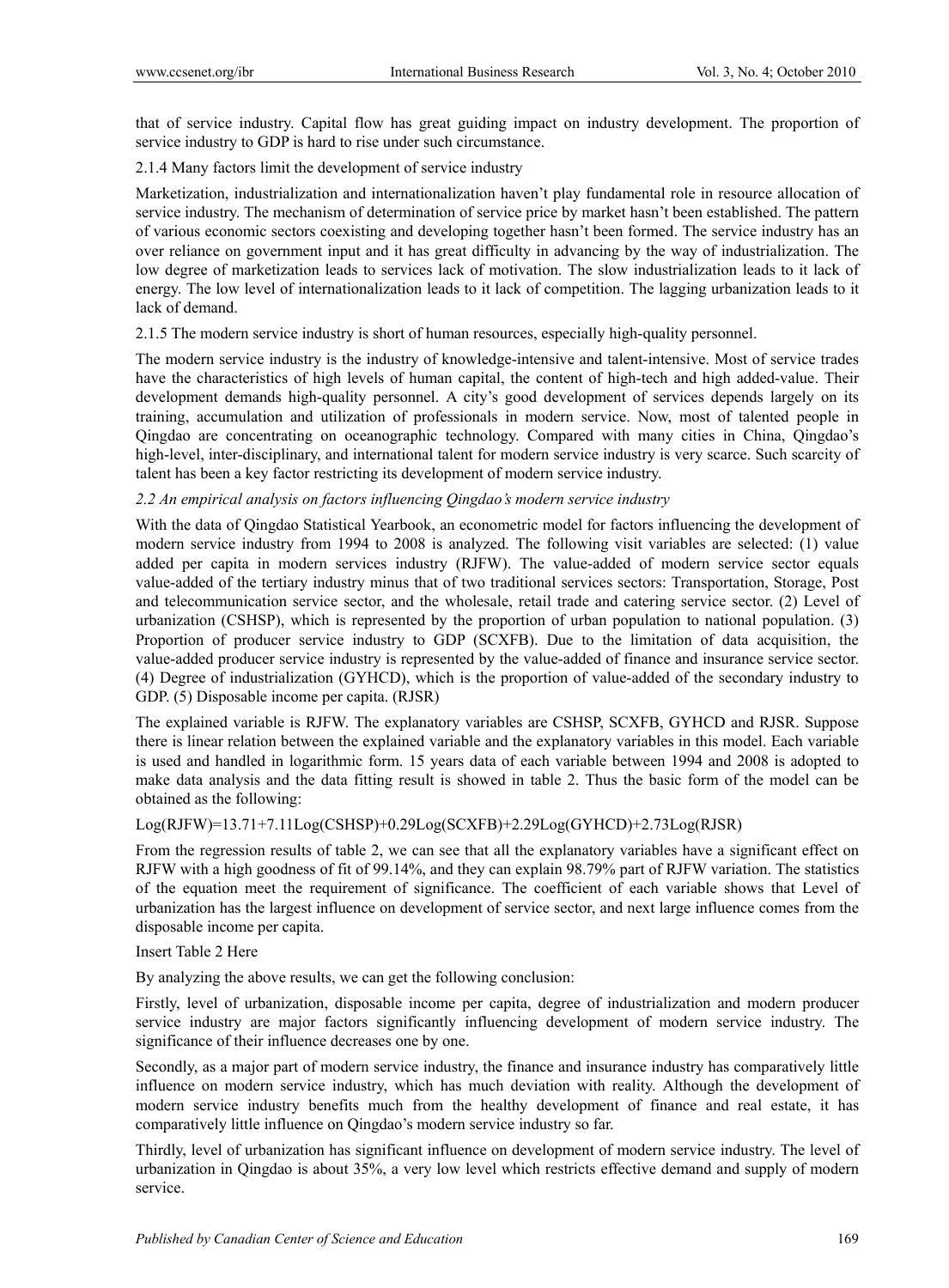that of service industry. Capital flow has great guiding impact on industry development. The proportion of service industry to GDP is hard to rise under such circumstance.

#### 2.1.4 Many factors limit the development of service industry

Marketization, industrialization and internationalization haven't play fundamental role in resource allocation of service industry. The mechanism of determination of service price by market hasn't been established. The pattern of various economic sectors coexisting and developing together hasn't been formed. The service industry has an over reliance on government input and it has great difficulty in advancing by the way of industrialization. The low degree of marketization leads to services lack of motivation. The slow industrialization leads to it lack of energy. The low level of internationalization leads to it lack of competition. The lagging urbanization leads to it lack of demand.

#### 2.1.5 The modern service industry is short of human resources, especially high-quality personnel.

The modern service industry is the industry of knowledge-intensive and talent-intensive. Most of service trades have the characteristics of high levels of human capital, the content of high-tech and high added-value. Their development demands high-quality personnel. A city's good development of services depends largely on its training, accumulation and utilization of professionals in modern service. Now, most of talented people in Qingdao are concentrating on oceanographic technology. Compared with many cities in China, Qingdao's high-level, inter-disciplinary, and international talent for modern service industry is very scarce. Such scarcity of talent has been a key factor restricting its development of modern service industry.

### *2.2 An empirical analysis on factors influencing Qingdao's modern service industry*

With the data of Qingdao Statistical Yearbook, an econometric model for factors influencing the development of modern service industry from 1994 to 2008 is analyzed. The following visit variables are selected: (1) value added per capita in modern services industry (RJFW). The value-added of modern service sector equals value-added of the tertiary industry minus that of two traditional services sectors: Transportation, Storage, Post and telecommunication service sector, and the wholesale, retail trade and catering service sector. (2) Level of urbanization (CSHSP), which is represented by the proportion of urban population to national population. (3) Proportion of producer service industry to GDP (SCXFB). Due to the limitation of data acquisition, the value-added producer service industry is represented by the value-added of finance and insurance service sector. (4) Degree of industrialization (GYHCD), which is the proportion of value-added of the secondary industry to GDP. (5) Disposable income per capita. (RJSR)

The explained variable is RJFW. The explanatory variables are CSHSP, SCXFB, GYHCD and RJSR. Suppose there is linear relation between the explained variable and the explanatory variables in this model. Each variable is used and handled in logarithmic form. 15 years data of each variable between 1994 and 2008 is adopted to make data analysis and the data fitting result is showed in table 2. Thus the basic form of the model can be obtained as the following:

$$\mathrm{Log}(RJFW)=13.71+7.11\mathrm{Log}(CSHSP)+0.29\mathrm{Log}(SCXFB)+2.29\mathrm{Log}(GYHCD)+2.73\mathrm{Log}(RJSR)$$

From the regression results of table 2, we can see that all the explanatory variables have a significant effect on RJFW with a high goodness of fit of 99.14%, and they can explain 98.79% part of RJFW variation. The statistics of the equation meet the requirement of significance. The coefficient of each variable shows that Level of urbanization has the largest influence on development of service sector, and next large influence comes from the disposable income per capita.

Insert Table 2 Here

By analyzing the above results, we can get the following conclusion:

Firstly, level of urbanization, disposable income per capita, degree of industrialization and modern producer service industry are major factors significantly influencing development of modern service industry. The significance of their influence decreases one by one.

Secondly, as a major part of modern service industry, the finance and insurance industry has comparatively little influence on modern service industry, which has much deviation with reality. Although the development of modern service industry benefits much from the healthy development of finance and real estate, it has comparatively little influence on Qingdao's modern service industry so far.

Thirdly, level of urbanization has significant influence on development of modern service industry. The level of urbanization in Qingdao is about 35%, a very low level which restricts effective demand and supply of modern service.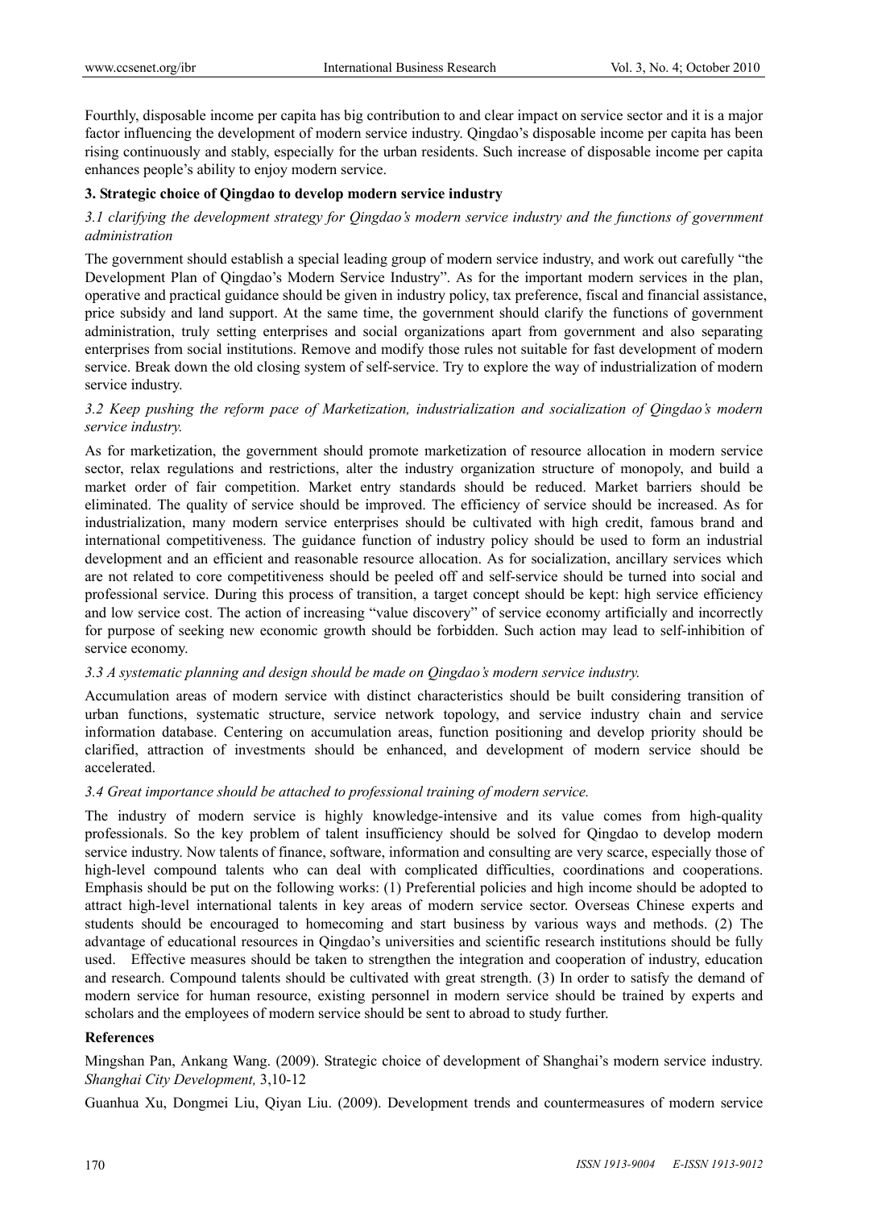Fourthly, disposable income per capita has big contribution to and clear impact on service sector and it is a major factor influencing the development of modern service industry. Qingdao's disposable income per capita has been rising continuously and stably, especially for the urban residents. Such increase of disposable income per capita enhances people's ability to enjoy modern service.

## 3. Strategic choice of Qingdao to develop modern service industry

### *3.1 clarifying the development strategy for Qingdao's modern service industry and the functions of government administration*

The government should establish a special leading group of modern service industry, and work out carefully "the Development Plan of Qingdao's Modern Service Industry". As for the important modern services in the plan, operative and practical guidance should be given in industry policy, tax preference, fiscal and financial assistance, price subsidy and land support. At the same time, the government should clarify the functions of government administration, truly setting enterprises and social organizations apart from government and also separating enterprises from social institutions. Remove and modify those rules not suitable for fast development of modern service. Break down the old closing system of self-service. Try to explore the way of industrialization of modern service industry.

### *3.2 Keep pushing the reform pace of Marketization, industrialization and socialization of Qingdao's modern service industry.*

As for marketization, the government should promote marketization of resource allocation in modern service sector, relax regulations and restrictions, alter the industry organization structure of monopoly, and build a market order of fair competition. Market entry standards should be reduced. Market barriers should be eliminated. The quality of service should be improved. The efficiency of service should be increased. As for industrialization, many modern service enterprises should be cultivated with high credit, famous brand and international competitiveness. The guidance function of industry policy should be used to form an industrial development and an efficient and reasonable resource allocation. As for socialization, ancillary services which are not related to core competitiveness should be peeled off and self-service should be turned into social and professional service. During this process of transition, a target concept should be kept: high service efficiency and low service cost. The action of increasing "value discovery" of service economy artificially and incorrectly for purpose of seeking new economic growth should be forbidden. Such action may lead to self-inhibition of service economy.

### *3.3 A systematic planning and design should be made on Qingdao's modern service industry.*

Accumulation areas of modern service with distinct characteristics should be built considering transition of urban functions, systematic structure, service network topology, and service industry chain and service information database. Centering on accumulation areas, function positioning and develop priority should be clarified, attraction of investments should be enhanced, and development of modern service should be accelerated.

### *3.4 Great importance should be attached to professional training of modern service.*

The industry of modern service is highly knowledge-intensive and its value comes from high-quality professionals. So the key problem of talent insufficiency should be solved for Qingdao to develop modern service industry. Now talents of finance, software, information and consulting are very scarce, especially those of high-level compound talents who can deal with complicated difficulties, coordinations and cooperations. Emphasis should be put on the following works: (1) Preferential policies and high income should be adopted to attract high-level international talents in key areas of modern service sector. Overseas Chinese experts and students should be encouraged to homecoming and start business by various ways and methods. (2) The advantage of educational resources in Qingdao's universities and scientific research institutions should be fully used. Effective measures should be taken to strengthen the integration and cooperation of industry, education and research. Compound talents should be cultivated with great strength. (3) In order to satisfy the demand of modern service for human resource, existing personnel in modern service should be trained by experts and scholars and the employees of modern service should be sent to abroad to study further.

## References

Mingshan Pan, Ankang Wang. (2009). Strategic choice of development of Shanghai's modern service industry. *Shanghai City Development,* 3,10-12

Guanhua Xu, Dongmei Liu, Qiyan Liu. (2009). Development trends and countermeasures of modern service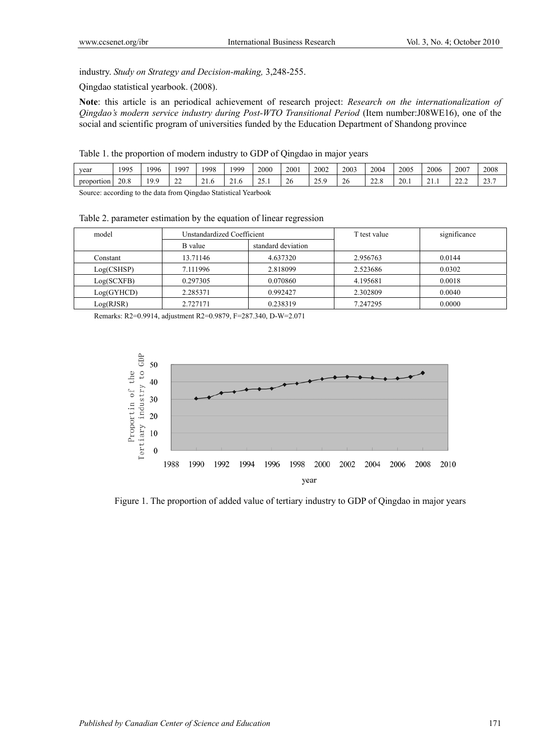industry. *Study on Strategy and Decision-making,* 3,248-255.

Qingdao statistical yearbook. (2008).

**Note**: this article is an periodical achievement of research project: *Research on the internationalization of Qingdao's modern service industry during Post-WTO Transitional Period* (Item number:J08WE16), one of the social and scientific program of universities funded by the Education Department of Shandong province

Table 1. the proportion of modern industry to GDP of Qingdao in major years

| year | 1995 | 1996 | 1997 | 1998 | 1999 | 2000 | 2001 | 2002 | 2003 | 2004 | 2005 | 2006 | 2007 | 2008 |
|---|---|---|---|---|---|---|---|---|---|---|---|---|---|---|
| proportion | 20.8 | 19.9 | 22 | 21.6 | 21.6 | 25.1 | 26 | 25.9 | 26 | 22.8 | 20.1 | 21.1 | 22.2 | 23.7 |

Source: according to the data from Qingdao Statistical Yearbook

Table 2. parameter estimation by the equation of linear regression

| model | Unstandardized Coefficient | | T test value | significance |
|---|---|---|---|---|
| | B value | standard deviation | | |
| Constant | 13.71146 | 4.637320 | 2.956763 | 0.0144 |
| Log(CSHSP) | 7.111996 | 2.818099 | 2.523686 | 0.0302 |
| Log(SCXFB) | 0.297305 | 0.070860 | 4.195681 | 0.0018 |
| Log(GYHCD) | 2.285371 | 0.992427 | 2.302809 | 0.0040 |
| Log(RJSR) | 2.727171 | 0.238319 | 7.247295 | 0.0000 |

Remarks: $R2=0.9914$, adjustment $R2=0.9879$, $F=287.340$, D-W=2.071

Proportin of the Tertiary industry to GDP

50
40
30
20
10
0

1988 1990 1992 1994 1996 1998 2000 2002 2004 2006 2008 2010

year

Figure 1. The proportion of added value of tertiary industry to GDP of Qingdao in major years